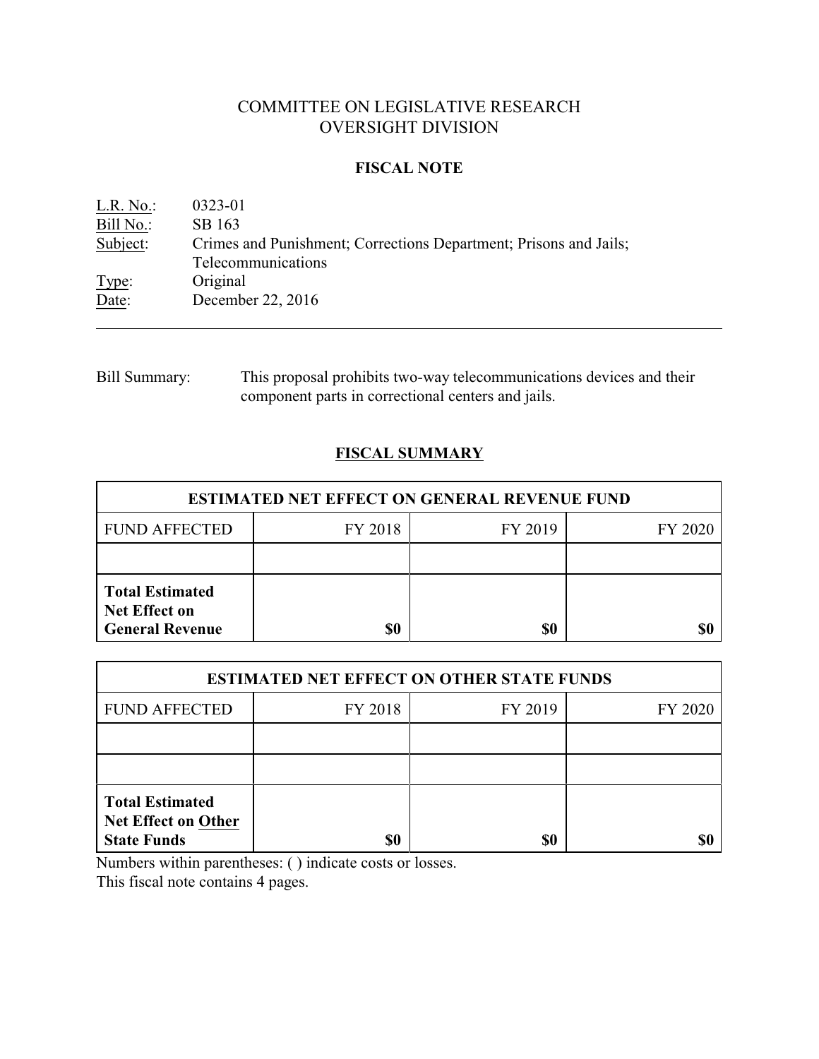# COMMITTEE ON LEGISLATIVE RESEARCH
# OVERSIGHT DIVISION

## FISCAL NOTE

| | |
|---|---|
| L.R. No.: | 0323-01 |
| Bill No.: | SB 163 |
| Subject: | Crimes and Punishment; Corrections Department; Prisons and Jails; Telecommunications |
| Type: | Original |
| Date: | December 22, 2016 |

Bill Summary: This proposal prohibits two-way telecommunications devices and their component parts in correctional centers and jails.

## FISCAL SUMMARY

| ESTIMATED NET EFFECT ON GENERAL REVENUE FUND | | | |
|---|---|---|---|
| FUND AFFECTED | FY 2018 | FY 2019 | FY 2020 |
| | | | |
| **Total Estimated Net Effect on General Revenue** | **$0** | **$0** | **$0** |

| ESTIMATED NET EFFECT ON OTHER STATE FUNDS | | | |
|---|---|---|---|
| FUND AFFECTED | FY 2018 | FY 2019 | FY 2020 |
| | | | |
| | | | |
| **Total Estimated Net Effect on Other State Funds** | **$0** | **$0** | **$0** |

Numbers within parentheses: ( ) indicate costs or losses.

This fiscal note contains 4 pages.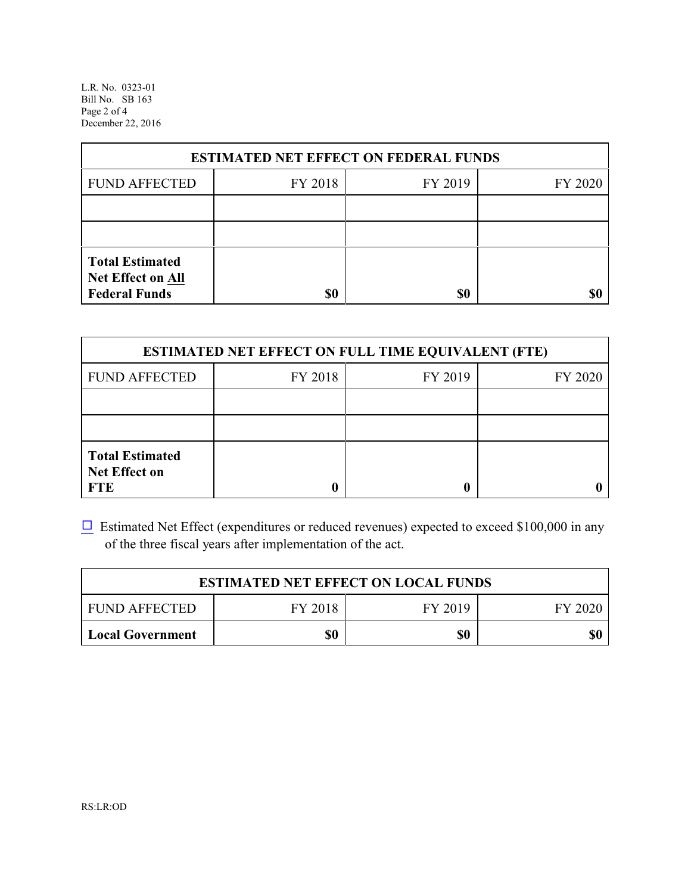| ESTIMATED NET EFFECT ON FEDERAL FUNDS | | | |
|---|---|---|---|
| FUND AFFECTED | FY 2018 | FY 2019 | FY 2020 |
| | | | |
| | | | |
| **Total Estimated Net Effect on All Federal Funds** | **$0** | **$0** | **$0** |

| ESTIMATED NET EFFECT ON FULL TIME EQUIVALENT (FTE) | | | |
|---|---|---|---|
| FUND AFFECTED | FY 2018 | FY 2019 | FY 2020 |
| | | | |
| | | | |
| **Total Estimated Net Effect on FTE** | **0** | **0** | **0** |

☐ Estimated Net Effect (expenditures or reduced revenues) expected to exceed $100,000 in any of the three fiscal years after implementation of the act.

| ESTIMATED NET EFFECT ON LOCAL FUNDS | | | |
|---|---|---|---|
| FUND AFFECTED | FY 2018 | FY 2019 | FY 2020 |
| **Local Government** | **$0** | **$0** | **$0** |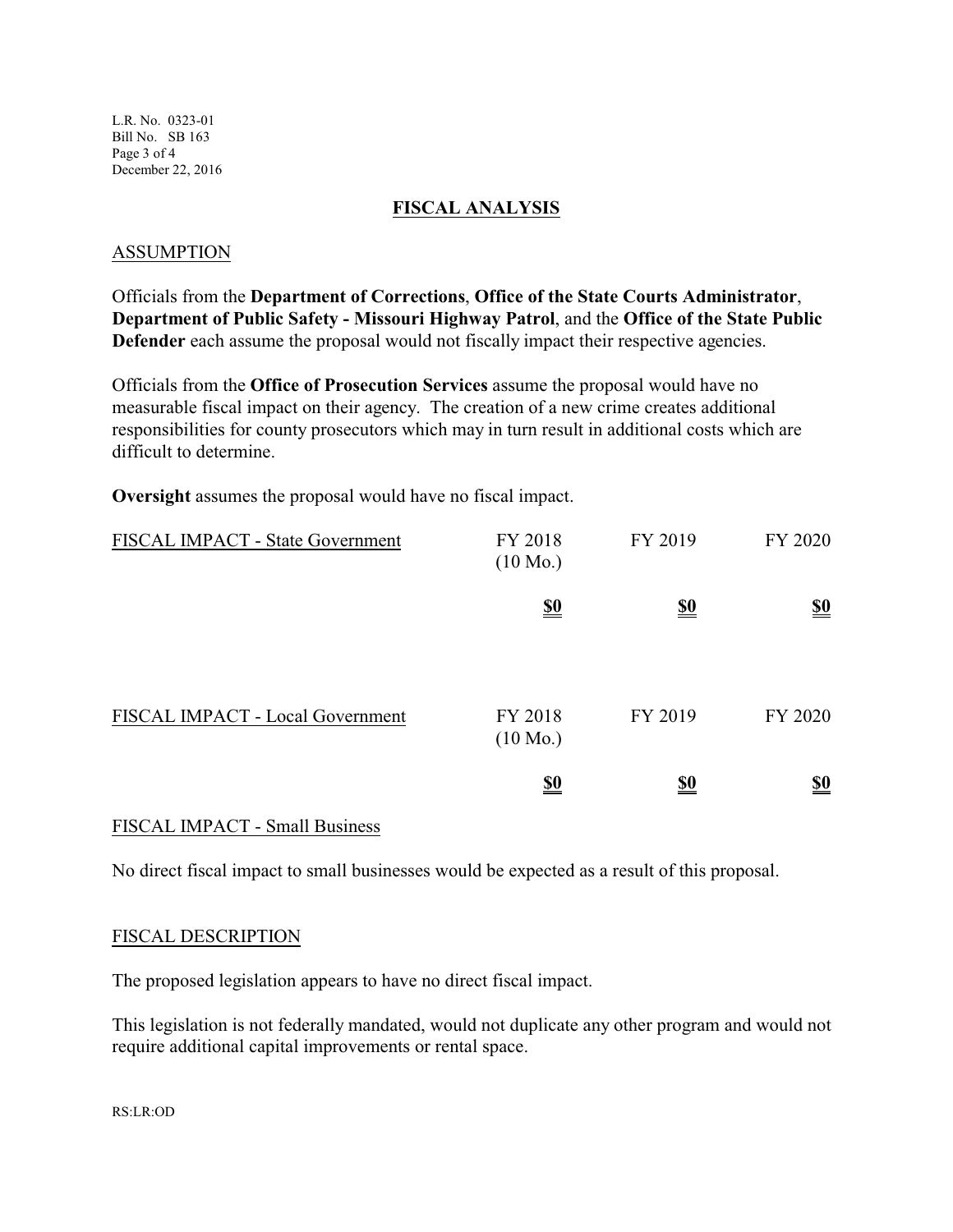## FISCAL ANALYSIS

### ASSUMPTION

Officials from the **Department of Corrections**, **Office of the State Courts Administrator**, **Department of Public Safety - Missouri Highway Patrol**, and the **Office of the State Public Defender** each assume the proposal would not fiscally impact their respective agencies.

Officials from the **Office of Prosecution Services** assume the proposal would have no measurable fiscal impact on their agency. The creation of a new crime creates additional responsibilities for county prosecutors which may in turn result in additional costs which are difficult to determine.

**Oversight** assumes the proposal would have no fiscal impact.

| FISCAL IMPACT - State Government | FY 2018 (10 Mo.) | FY 2019 | FY 2020 |
|---|---|---|---|
| | **$0** | **$0** | **$0** |

| FISCAL IMPACT - Local Government | FY 2018 (10 Mo.) | FY 2019 | FY 2020 |
|---|---|---|---|
| | **$0** | **$0** | **$0** |

### FISCAL IMPACT - Small Business

No direct fiscal impact to small businesses would be expected as a result of this proposal.

### FISCAL DESCRIPTION

The proposed legislation appears to have no direct fiscal impact.

This legislation is not federally mandated, would not duplicate any other program and would not require additional capital improvements or rental space.

RS:LR:OD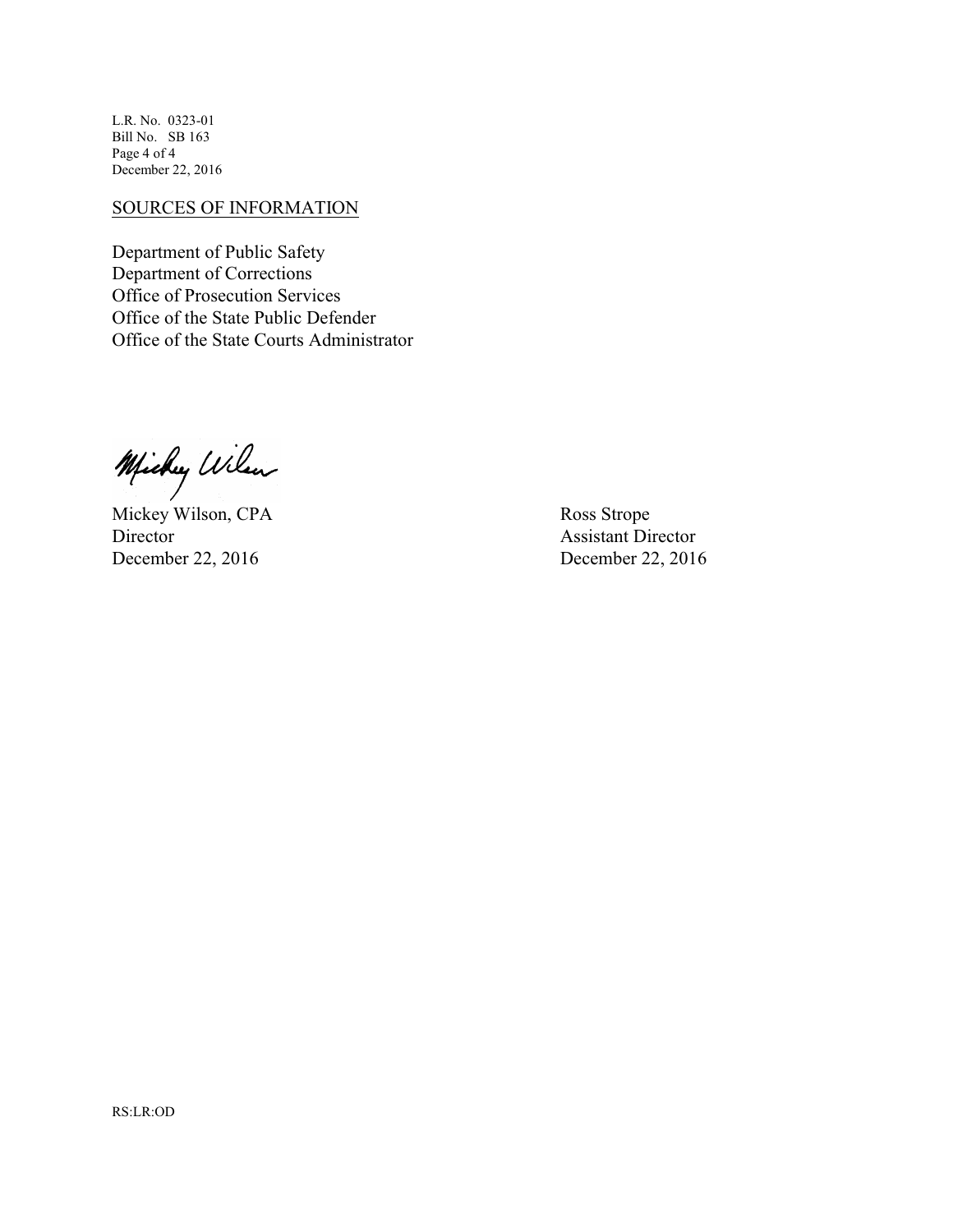## SOURCES OF INFORMATION

Department of Public Safety
Department of Corrections
Office of Prosecution Services
Office of the State Public Defender
Office of the State Courts Administrator

| | |
|---|---|
| Mickey Wilson, CPA | Ross Strope |
| Director | Assistant Director |
| December 22, 2016 | December 22, 2016 |

RS:LR:OD